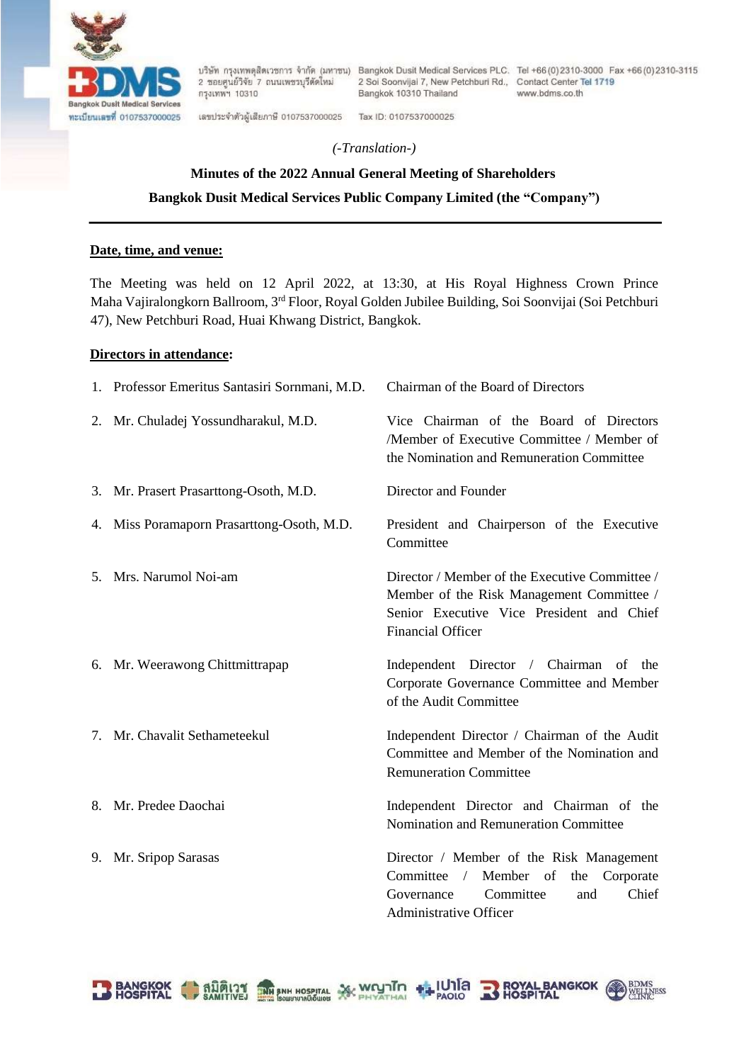*(-Translation-)*

**Minutes of the 2022 Annual General Meeting of Shareholders**

**Bangkok Dusit Medical Services Public Company Limited (the "Company")**

---

**Date, time, and venue:**

The Meeting was held on 12 April 2022, at 13:30, at His Royal Highness Crown Prince Maha Vajiralongkorn Ballroom, 3rd Floor, Royal Golden Jubilee Building, Soi Soonvijai (Soi Petchburi 47), New Petchburi Road, Huai Khwang District, Bangkok.

**Directors in attendance:**

1. Professor Emeritus Santasiri Sornmani, M.D. — Chairman of the Board of Directors
2. Mr. Chuladej Yossundharakul, M.D. — Vice Chairman of the Board of Directors /Member of Executive Committee / Member of the Nomination and Remuneration Committee
3. Mr. Prasert Prasarttong-Osoth, M.D. — Director and Founder
4. Miss Poramaporn Prasarttong-Osoth, M.D. — President and Chairperson of the Executive Committee
5. Mrs. Narumol Noi-am — Director / Member of the Executive Committee / Member of the Risk Management Committee / Senior Executive Vice President and Chief Financial Officer
6. Mr. Weerawong Chittmittrapap — Independent Director / Chairman of the Corporate Governance Committee and Member of the Audit Committee
7. Mr. Chavalit Sethameteekul — Independent Director / Chairman of the Audit Committee and Member of the Nomination and Remuneration Committee
8. Mr. Predee Daochai — Independent Director and Chairman of the Nomination and Remuneration Committee
9. Mr. Sripop Sarasas — Director / Member of the Risk Management Committee / Member of the Corporate Governance Committee and Chief Administrative Officer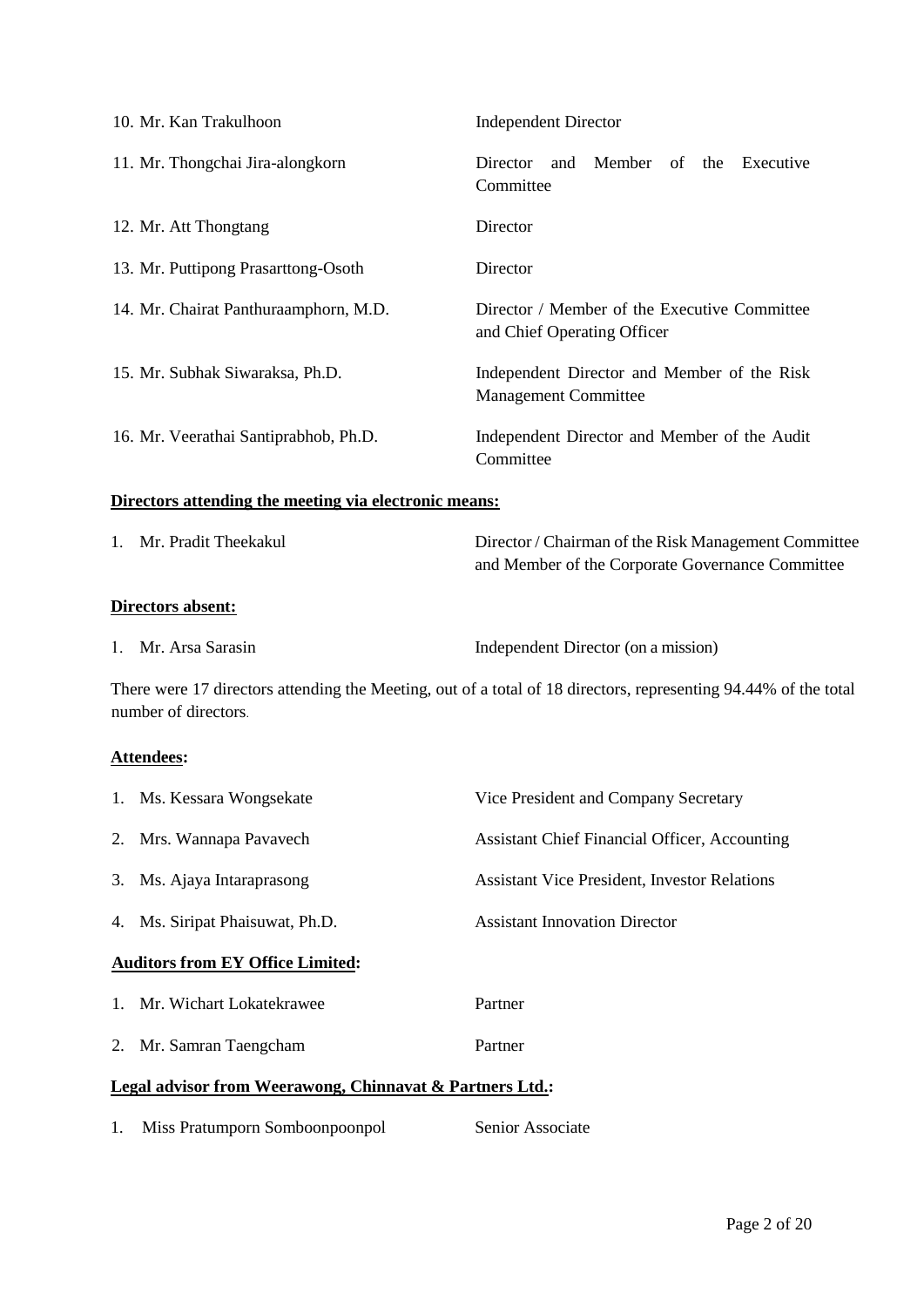| | |
|---|---|
| 10. Mr. Kan Trakulhoon | Independent Director |
| 11. Mr. Thongchai Jira-alongkorn | Director and Member of the Executive Committee |
| 12. Mr. Att Thongtang | Director |
| 13. Mr. Puttipong Prasarttong-Osoth | Director |
| 14. Mr. Chairat Panthuraamphorn, M.D. | Director / Member of the Executive Committee and Chief Operating Officer |
| 15. Mr. Subhak Siwaraksa, Ph.D. | Independent Director and Member of the Risk Management Committee |
| 16. Mr. Veerathai Santiprabhob, Ph.D. | Independent Director and Member of the Audit Committee |

**Directors attending the meeting via electronic means:**

| | |
|---|---|
| 1. Mr. Pradit Theekakul | Director / Chairman of the Risk Management Committee and Member of the Corporate Governance Committee |

**Directors absent:**

| | |
|---|---|
| 1. Mr. Arsa Sarasin | Independent Director (on a mission) |

There were 17 directors attending the Meeting, out of a total of 18 directors, representing 94.44% of the total number of directors.

**Attendees:**

| | |
|---|---|
| 1. Ms. Kessara Wongsekate | Vice President and Company Secretary |
| 2. Mrs. Wannapa Pavavech | Assistant Chief Financial Officer, Accounting |
| 3. Ms. Ajaya Intaraprasong | Assistant Vice President, Investor Relations |
| 4. Ms. Siripat Phaisuwat, Ph.D. | Assistant Innovation Director |

**Auditors from EY Office Limited:**

| | |
|---|---|
| 1. Mr. Wichart Lokatekrawee | Partner |
| 2. Mr. Samran Taengcham | Partner |

**Legal advisor from Weerawong, Chinnavat & Partners Ltd.:**

| | |
|---|---|
| 1. Miss Pratumporn Somboonpoonpol | Senior Associate |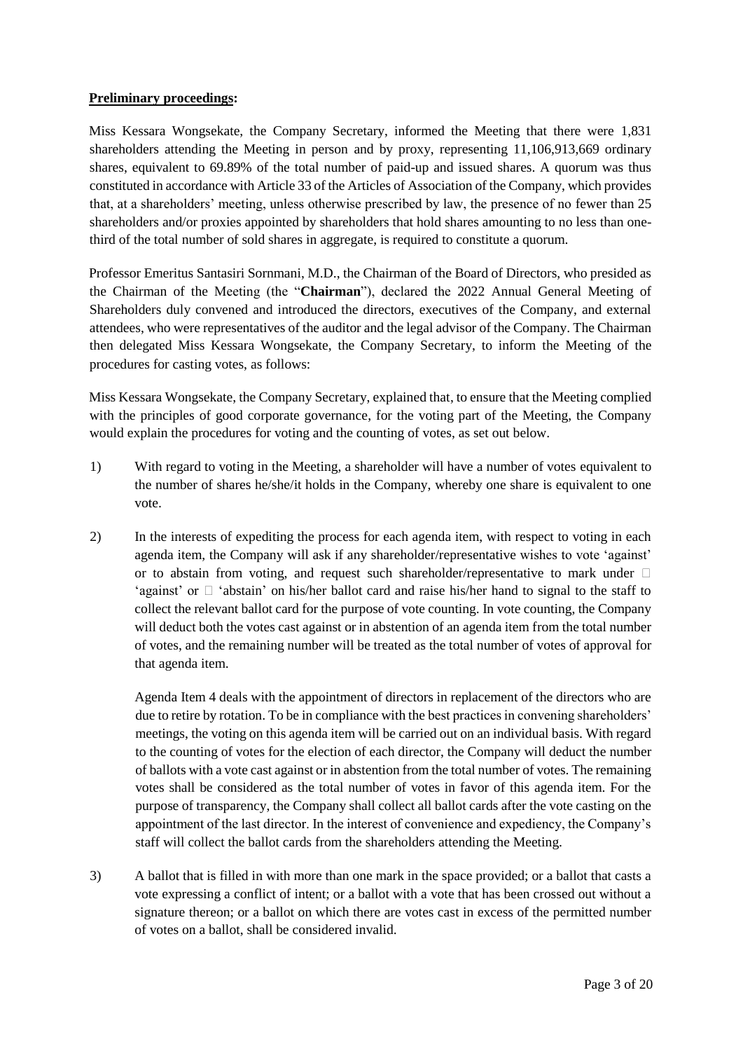**Preliminary proceedings:**

Miss Kessara Wongsekate, the Company Secretary, informed the Meeting that there were 1,831 shareholders attending the Meeting in person and by proxy, representing 11,106,913,669 ordinary shares, equivalent to 69.89% of the total number of paid-up and issued shares. A quorum was thus constituted in accordance with Article 33 of the Articles of Association of the Company, which provides that, at a shareholders' meeting, unless otherwise prescribed by law, the presence of no fewer than 25 shareholders and/or proxies appointed by shareholders that hold shares amounting to no less than one-third of the total number of sold shares in aggregate, is required to constitute a quorum.

Professor Emeritus Santasiri Sornmani, M.D., the Chairman of the Board of Directors, who presided as the Chairman of the Meeting (the "**Chairman**"), declared the 2022 Annual General Meeting of Shareholders duly convened and introduced the directors, executives of the Company, and external attendees, who were representatives of the auditor and the legal advisor of the Company. The Chairman then delegated Miss Kessara Wongsekate, the Company Secretary, to inform the Meeting of the procedures for casting votes, as follows:

Miss Kessara Wongsekate, the Company Secretary, explained that, to ensure that the Meeting complied with the principles of good corporate governance, for the voting part of the Meeting, the Company would explain the procedures for voting and the counting of votes, as set out below.

1) With regard to voting in the Meeting, a shareholder will have a number of votes equivalent to the number of shares he/she/it holds in the Company, whereby one share is equivalent to one vote.

2) In the interests of expediting the process for each agenda item, with respect to voting in each agenda item, the Company will ask if any shareholder/representative wishes to vote 'against' or to abstain from voting, and request such shareholder/representative to mark under □ 'against' or □ 'abstain' on his/her ballot card and raise his/her hand to signal to the staff to collect the relevant ballot card for the purpose of vote counting. In vote counting, the Company will deduct both the votes cast against or in abstention of an agenda item from the total number of votes, and the remaining number will be treated as the total number of votes of approval for that agenda item.

   Agenda Item 4 deals with the appointment of directors in replacement of the directors who are due to retire by rotation. To be in compliance with the best practices in convening shareholders' meetings, the voting on this agenda item will be carried out on an individual basis. With regard to the counting of votes for the election of each director, the Company will deduct the number of ballots with a vote cast against or in abstention from the total number of votes. The remaining votes shall be considered as the total number of votes in favor of this agenda item. For the purpose of transparency, the Company shall collect all ballot cards after the vote casting on the appointment of the last director. In the interest of convenience and expediency, the Company's staff will collect the ballot cards from the shareholders attending the Meeting.

3) A ballot that is filled in with more than one mark in the space provided; or a ballot that casts a vote expressing a conflict of intent; or a ballot with a vote that has been crossed out without a signature thereon; or a ballot on which there are votes cast in excess of the permitted number of votes on a ballot, shall be considered invalid.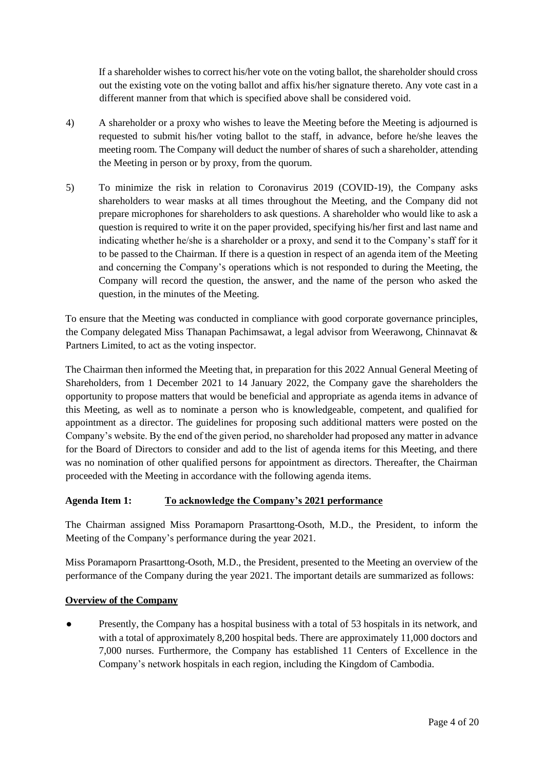If a shareholder wishes to correct his/her vote on the voting ballot, the shareholder should cross out the existing vote on the voting ballot and affix his/her signature thereto. Any vote cast in a different manner from that which is specified above shall be considered void.

4) A shareholder or a proxy who wishes to leave the Meeting before the Meeting is adjourned is requested to submit his/her voting ballot to the staff, in advance, before he/she leaves the meeting room. The Company will deduct the number of shares of such a shareholder, attending the Meeting in person or by proxy, from the quorum.

5) To minimize the risk in relation to Coronavirus 2019 (COVID-19), the Company asks shareholders to wear masks at all times throughout the Meeting, and the Company did not prepare microphones for shareholders to ask questions. A shareholder who would like to ask a question is required to write it on the paper provided, specifying his/her first and last name and indicating whether he/she is a shareholder or a proxy, and send it to the Company's staff for it to be passed to the Chairman. If there is a question in respect of an agenda item of the Meeting and concerning the Company's operations which is not responded to during the Meeting, the Company will record the question, the answer, and the name of the person who asked the question, in the minutes of the Meeting.

To ensure that the Meeting was conducted in compliance with good corporate governance principles, the Company delegated Miss Thanapan Pachimsawat, a legal advisor from Weerawong, Chinnavat & Partners Limited, to act as the voting inspector.

The Chairman then informed the Meeting that, in preparation for this 2022 Annual General Meeting of Shareholders, from 1 December 2021 to 14 January 2022, the Company gave the shareholders the opportunity to propose matters that would be beneficial and appropriate as agenda items in advance of this Meeting, as well as to nominate a person who is knowledgeable, competent, and qualified for appointment as a director. The guidelines for proposing such additional matters were posted on the Company's website. By the end of the given period, no shareholder had proposed any matter in advance for the Board of Directors to consider and add to the list of agenda items for this Meeting, and there was no nomination of other qualified persons for appointment as directors. Thereafter, the Chairman proceeded with the Meeting in accordance with the following agenda items.

**Agenda Item 1: <u>To acknowledge the Company's 2021 performance</u>**

The Chairman assigned Miss Poramaporn Prasarttong-Osoth, M.D., the President, to inform the Meeting of the Company's performance during the year 2021.

Miss Poramaporn Prasarttong-Osoth, M.D., the President, presented to the Meeting an overview of the performance of the Company during the year 2021. The important details are summarized as follows:

**<u>Overview of the Company</u>**

- Presently, the Company has a hospital business with a total of 53 hospitals in its network, and with a total of approximately 8,200 hospital beds. There are approximately 11,000 doctors and 7,000 nurses. Furthermore, the Company has established 11 Centers of Excellence in the Company's network hospitals in each region, including the Kingdom of Cambodia.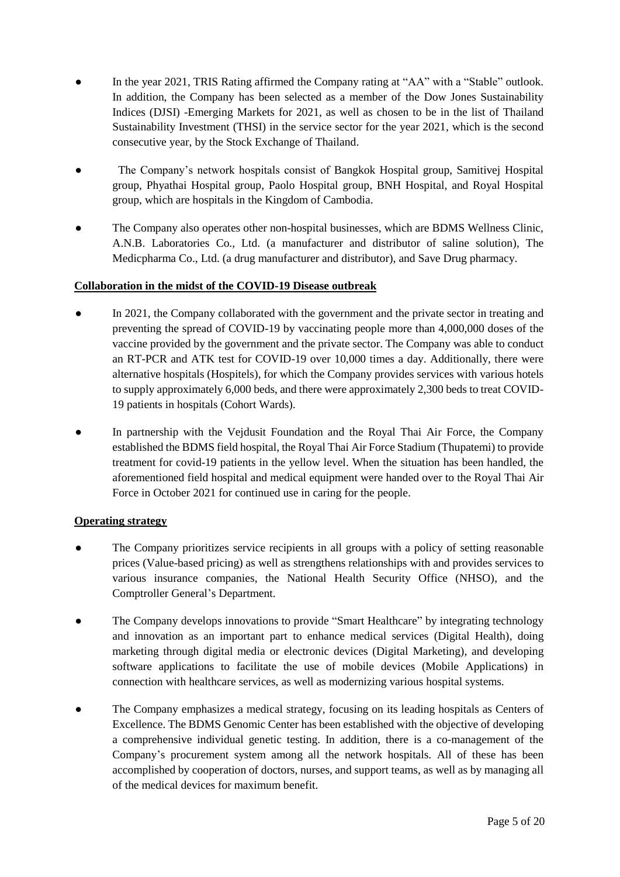- In the year 2021, TRIS Rating affirmed the Company rating at "AA" with a "Stable" outlook. In addition, the Company has been selected as a member of the Dow Jones Sustainability Indices (DJSI) -Emerging Markets for 2021, as well as chosen to be in the list of Thailand Sustainability Investment (THSI) in the service sector for the year 2021, which is the second consecutive year, by the Stock Exchange of Thailand.

- The Company's network hospitals consist of Bangkok Hospital group, Samitivej Hospital group, Phyathai Hospital group, Paolo Hospital group, BNH Hospital, and Royal Hospital group, which are hospitals in the Kingdom of Cambodia.

- The Company also operates other non-hospital businesses, which are BDMS Wellness Clinic, A.N.B. Laboratories Co., Ltd. (a manufacturer and distributor of saline solution), The Medicpharma Co., Ltd. (a drug manufacturer and distributor), and Save Drug pharmacy.

**Collaboration in the midst of the COVID-19 Disease outbreak**

- In 2021, the Company collaborated with the government and the private sector in treating and preventing the spread of COVID-19 by vaccinating people more than 4,000,000 doses of the vaccine provided by the government and the private sector. The Company was able to conduct an RT-PCR and ATK test for COVID-19 over 10,000 times a day. Additionally, there were alternative hospitals (Hospitels), for which the Company provides services with various hotels to supply approximately 6,000 beds, and there were approximately 2,300 beds to treat COVID-19 patients in hospitals (Cohort Wards).

- In partnership with the Vejdusit Foundation and the Royal Thai Air Force, the Company established the BDMS field hospital, the Royal Thai Air Force Stadium (Thupatemi) to provide treatment for covid-19 patients in the yellow level. When the situation has been handled, the aforementioned field hospital and medical equipment were handed over to the Royal Thai Air Force in October 2021 for continued use in caring for the people.

**Operating strategy**

- The Company prioritizes service recipients in all groups with a policy of setting reasonable prices (Value-based pricing) as well as strengthens relationships with and provides services to various insurance companies, the National Health Security Office (NHSO), and the Comptroller General's Department.

- The Company develops innovations to provide "Smart Healthcare" by integrating technology and innovation as an important part to enhance medical services (Digital Health), doing marketing through digital media or electronic devices (Digital Marketing), and developing software applications to facilitate the use of mobile devices (Mobile Applications) in connection with healthcare services, as well as modernizing various hospital systems.

- The Company emphasizes a medical strategy, focusing on its leading hospitals as Centers of Excellence. The BDMS Genomic Center has been established with the objective of developing a comprehensive individual genetic testing. In addition, there is a co-management of the Company's procurement system among all the network hospitals. All of these has been accomplished by cooperation of doctors, nurses, and support teams, as well as by managing all of the medical devices for maximum benefit.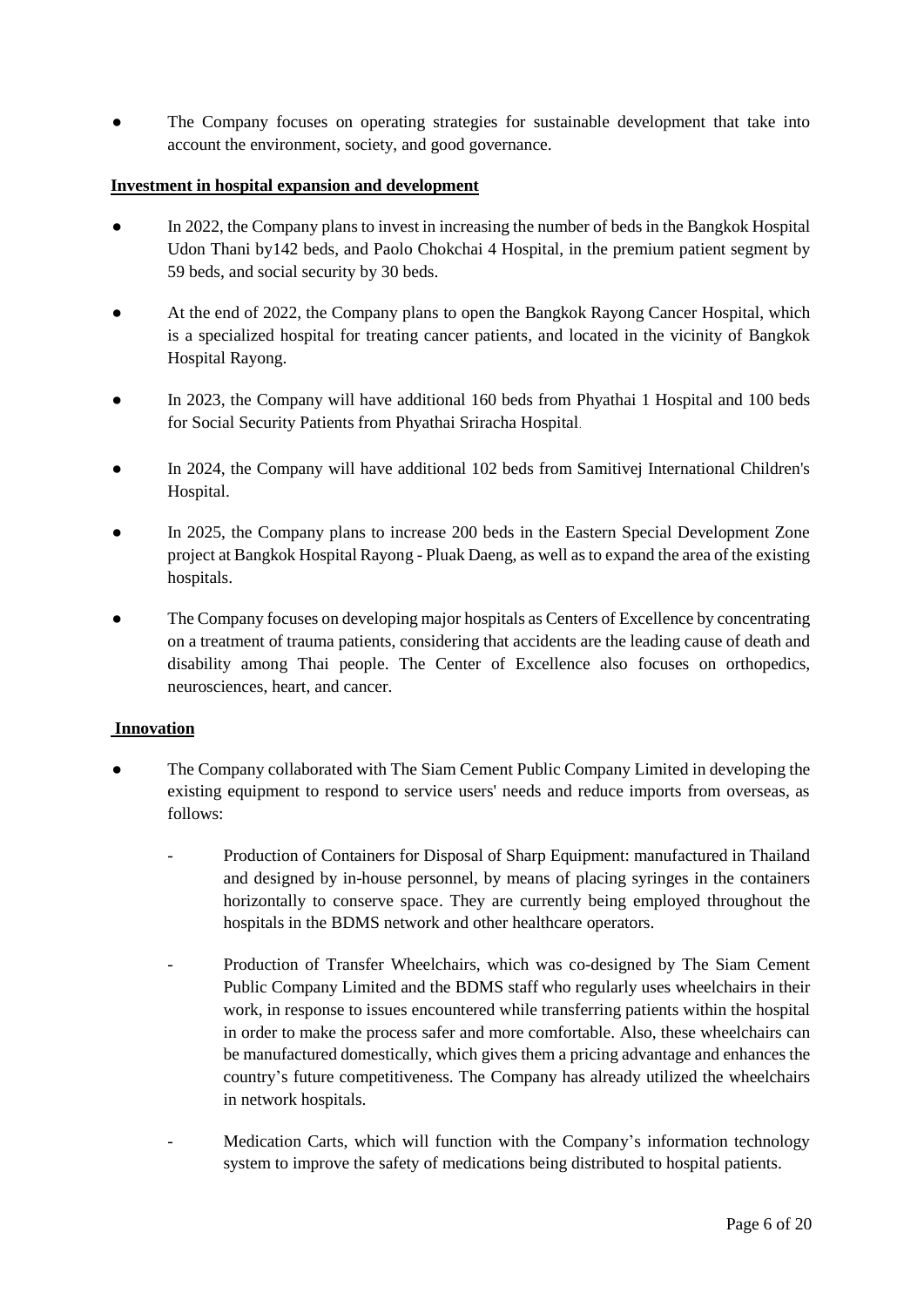- The Company focuses on operating strategies for sustainable development that take into account the environment, society, and good governance.

**Investment in hospital expansion and development**

- In 2022, the Company plans to invest in increasing the number of beds in the Bangkok Hospital Udon Thani by142 beds, and Paolo Chokchai 4 Hospital, in the premium patient segment by 59 beds, and social security by 30 beds.
- At the end of 2022, the Company plans to open the Bangkok Rayong Cancer Hospital, which is a specialized hospital for treating cancer patients, and located in the vicinity of Bangkok Hospital Rayong.
- In 2023, the Company will have additional 160 beds from Phyathai 1 Hospital and 100 beds for Social Security Patients from Phyathai Sriracha Hospital.
- In 2024, the Company will have additional 102 beds from Samitivej International Children's Hospital.
- In 2025, the Company plans to increase 200 beds in the Eastern Special Development Zone project at Bangkok Hospital Rayong - Pluak Daeng, as well as to expand the area of the existing hospitals.
- The Company focuses on developing major hospitals as Centers of Excellence by concentrating on a treatment of trauma patients, considering that accidents are the leading cause of death and disability among Thai people. The Center of Excellence also focuses on orthopedics, neurosciences, heart, and cancer.

**Innovation**

- The Company collaborated with The Siam Cement Public Company Limited in developing the existing equipment to respond to service users' needs and reduce imports from overseas, as follows:
  - Production of Containers for Disposal of Sharp Equipment: manufactured in Thailand and designed by in-house personnel, by means of placing syringes in the containers horizontally to conserve space. They are currently being employed throughout the hospitals in the BDMS network and other healthcare operators.
  - Production of Transfer Wheelchairs, which was co-designed by The Siam Cement Public Company Limited and the BDMS staff who regularly uses wheelchairs in their work, in response to issues encountered while transferring patients within the hospital in order to make the process safer and more comfortable. Also, these wheelchairs can be manufactured domestically, which gives them a pricing advantage and enhances the country's future competitiveness. The Company has already utilized the wheelchairs in network hospitals.
  - Medication Carts, which will function with the Company's information technology system to improve the safety of medications being distributed to hospital patients.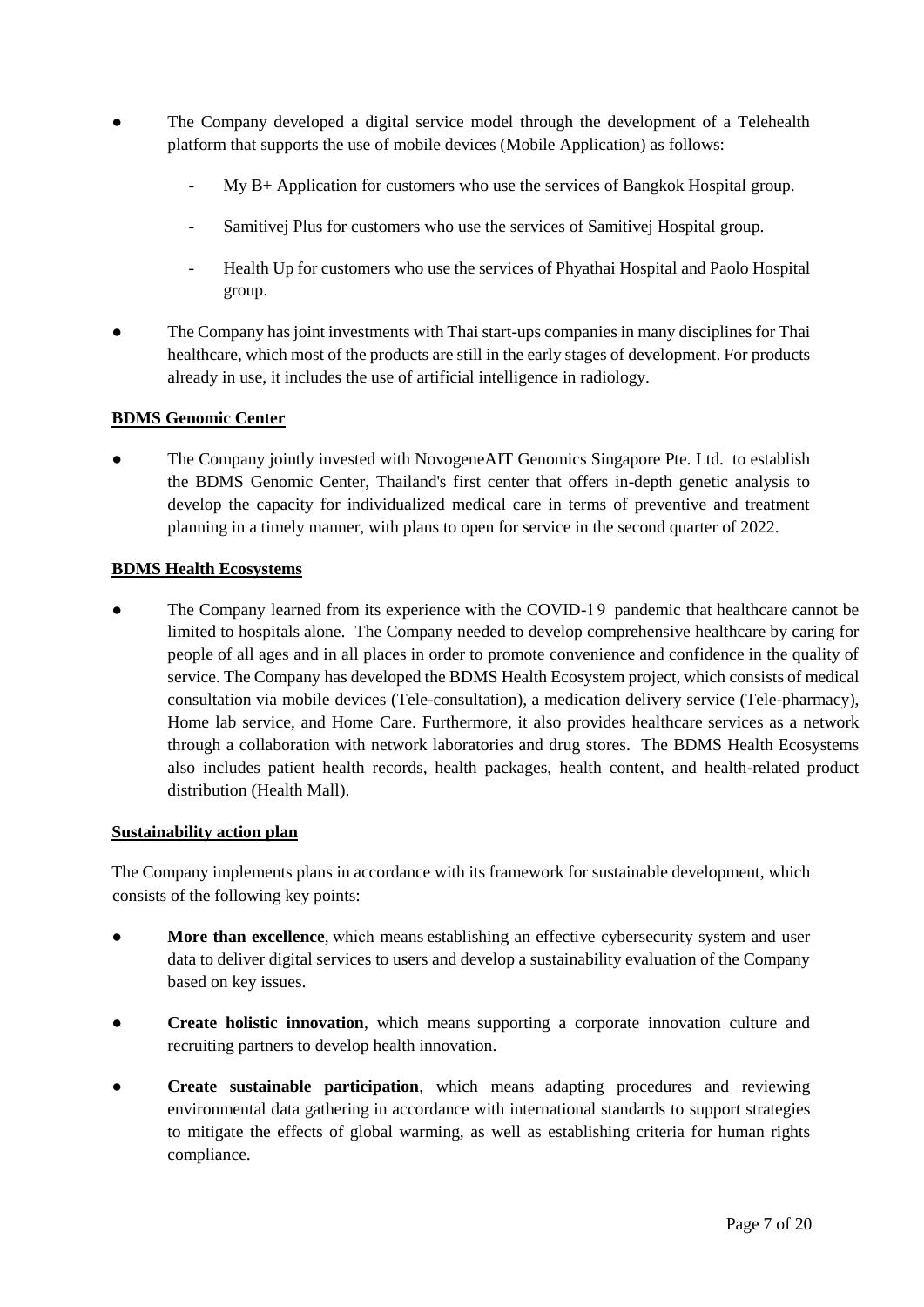- The Company developed a digital service model through the development of a Telehealth platform that supports the use of mobile devices (Mobile Application) as follows:
  - My B+ Application for customers who use the services of Bangkok Hospital group.
  - Samitivej Plus for customers who use the services of Samitivej Hospital group.
  - Health Up for customers who use the services of Phyathai Hospital and Paolo Hospital group.
- The Company has joint investments with Thai start-ups companies in many disciplines for Thai healthcare, which most of the products are still in the early stages of development. For products already in use, it includes the use of artificial intelligence in radiology.

**BDMS Genomic Center**

- The Company jointly invested with NovogeneAIT Genomics Singapore Pte. Ltd. to establish the BDMS Genomic Center, Thailand's first center that offers in-depth genetic analysis to develop the capacity for individualized medical care in terms of preventive and treatment planning in a timely manner, with plans to open for service in the second quarter of 2022.

**BDMS Health Ecosystems**

- The Company learned from its experience with the COVID-19 pandemic that healthcare cannot be limited to hospitals alone. The Company needed to develop comprehensive healthcare by caring for people of all ages and in all places in order to promote convenience and confidence in the quality of service. The Company has developed the BDMS Health Ecosystem project, which consists of medical consultation via mobile devices (Tele-consultation), a medication delivery service (Tele-pharmacy), Home lab service, and Home Care. Furthermore, it also provides healthcare services as a network through a collaboration with network laboratories and drug stores. The BDMS Health Ecosystems also includes patient health records, health packages, health content, and health-related product distribution (Health Mall).

**Sustainability action plan**

The Company implements plans in accordance with its framework for sustainable development, which consists of the following key points:

- **More than excellence**, which means establishing an effective cybersecurity system and user data to deliver digital services to users and develop a sustainability evaluation of the Company based on key issues.
- **Create holistic innovation**, which means supporting a corporate innovation culture and recruiting partners to develop health innovation.
- **Create sustainable participation**, which means adapting procedures and reviewing environmental data gathering in accordance with international standards to support strategies to mitigate the effects of global warming, as well as establishing criteria for human rights compliance.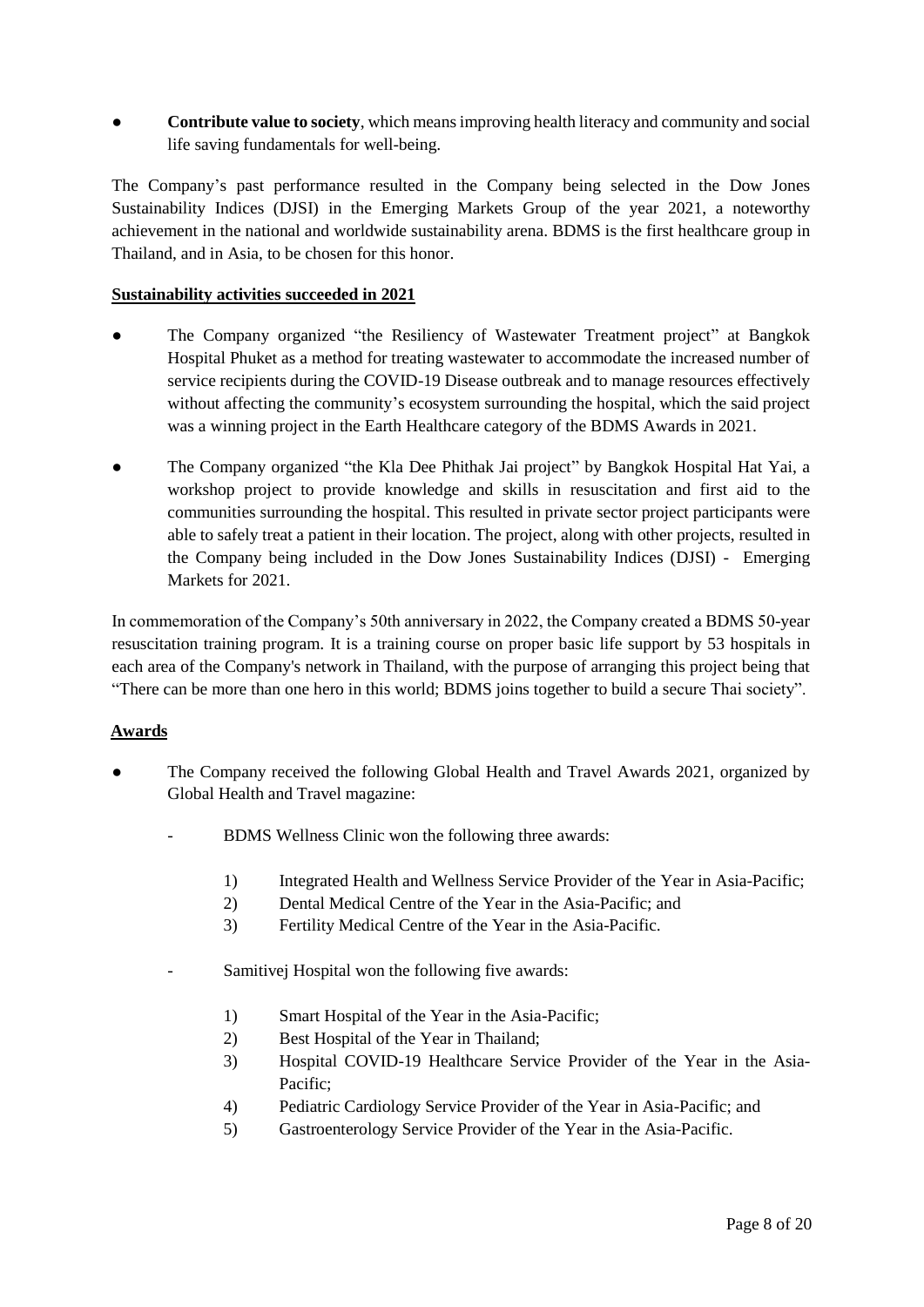- **Contribute value to society**, which means improving health literacy and community and social life saving fundamentals for well-being.

The Company's past performance resulted in the Company being selected in the Dow Jones Sustainability Indices (DJSI) in the Emerging Markets Group of the year 2021, a noteworthy achievement in the national and worldwide sustainability arena. BDMS is the first healthcare group in Thailand, and in Asia, to be chosen for this honor.

**Sustainability activities succeeded in 2021**

- The Company organized "the Resiliency of Wastewater Treatment project" at Bangkok Hospital Phuket as a method for treating wastewater to accommodate the increased number of service recipients during the COVID-19 Disease outbreak and to manage resources effectively without affecting the community's ecosystem surrounding the hospital, which the said project was a winning project in the Earth Healthcare category of the BDMS Awards in 2021.
- The Company organized "the Kla Dee Phithak Jai project" by Bangkok Hospital Hat Yai, a workshop project to provide knowledge and skills in resuscitation and first aid to the communities surrounding the hospital. This resulted in private sector project participants were able to safely treat a patient in their location. The project, along with other projects, resulted in the Company being included in the Dow Jones Sustainability Indices (DJSI) - Emerging Markets for 2021.

In commemoration of the Company's 50th anniversary in 2022, the Company created a BDMS 50-year resuscitation training program. It is a training course on proper basic life support by 53 hospitals in each area of the Company's network in Thailand, with the purpose of arranging this project being that "There can be more than one hero in this world; BDMS joins together to build a secure Thai society".

**Awards**

- The Company received the following Global Health and Travel Awards 2021, organized by Global Health and Travel magazine:
  - BDMS Wellness Clinic won the following three awards:
    1) Integrated Health and Wellness Service Provider of the Year in Asia-Pacific;
    2) Dental Medical Centre of the Year in the Asia-Pacific; and
    3) Fertility Medical Centre of the Year in the Asia-Pacific.
  - Samitivej Hospital won the following five awards:
    1) Smart Hospital of the Year in the Asia-Pacific;
    2) Best Hospital of the Year in Thailand;
    3) Hospital COVID-19 Healthcare Service Provider of the Year in the Asia-Pacific;
    4) Pediatric Cardiology Service Provider of the Year in Asia-Pacific; and
    5) Gastroenterology Service Provider of the Year in the Asia-Pacific.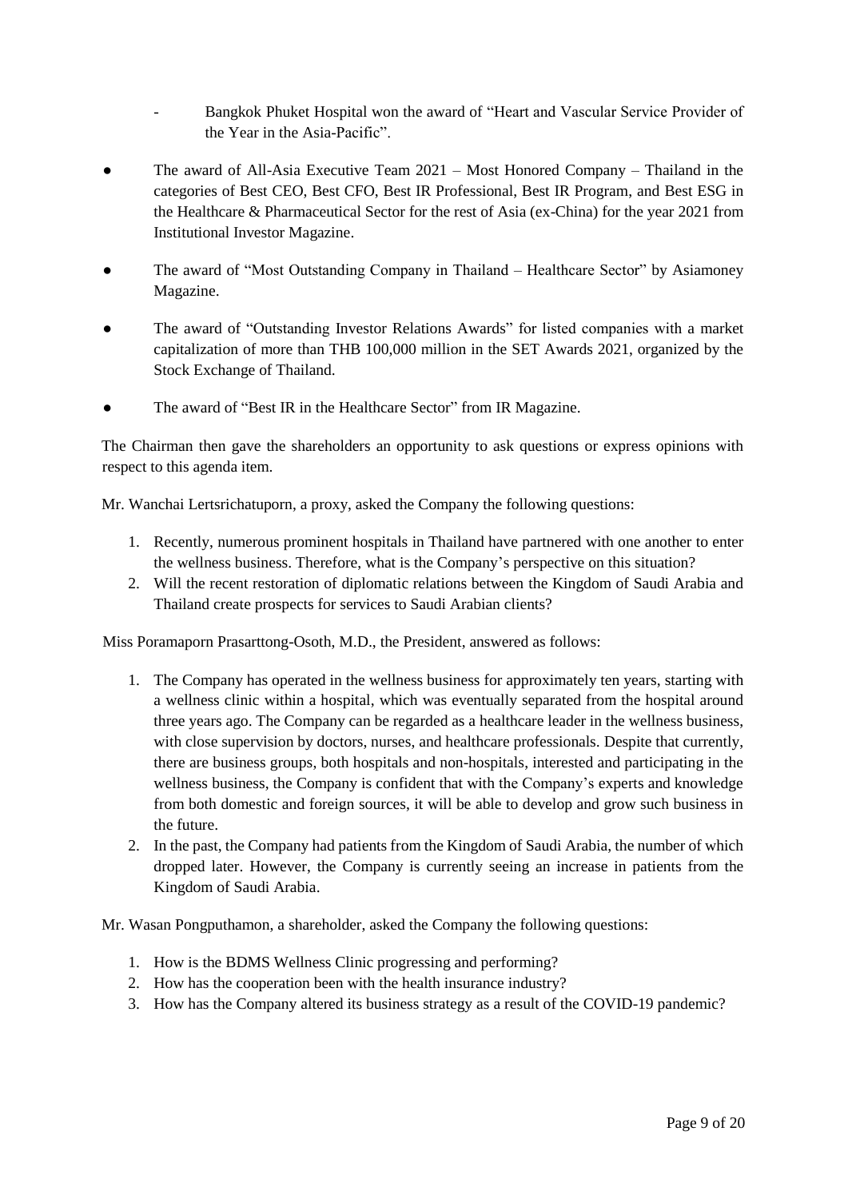- Bangkok Phuket Hospital won the award of "Heart and Vascular Service Provider of the Year in the Asia-Pacific".

- The award of All-Asia Executive Team 2021 – Most Honored Company – Thailand in the categories of Best CEO, Best CFO, Best IR Professional, Best IR Program, and Best ESG in the Healthcare & Pharmaceutical Sector for the rest of Asia (ex-China) for the year 2021 from Institutional Investor Magazine.
- The award of "Most Outstanding Company in Thailand – Healthcare Sector" by Asiamoney Magazine.
- The award of "Outstanding Investor Relations Awards" for listed companies with a market capitalization of more than THB 100,000 million in the SET Awards 2021, organized by the Stock Exchange of Thailand.
- The award of "Best IR in the Healthcare Sector" from IR Magazine.

The Chairman then gave the shareholders an opportunity to ask questions or express opinions with respect to this agenda item.

Mr. Wanchai Lertsrichatuporn, a proxy, asked the Company the following questions:

1. Recently, numerous prominent hospitals in Thailand have partnered with one another to enter the wellness business. Therefore, what is the Company's perspective on this situation?
2. Will the recent restoration of diplomatic relations between the Kingdom of Saudi Arabia and Thailand create prospects for services to Saudi Arabian clients?

Miss Poramaporn Prasarttong-Osoth, M.D., the President, answered as follows:

1. The Company has operated in the wellness business for approximately ten years, starting with a wellness clinic within a hospital, which was eventually separated from the hospital around three years ago. The Company can be regarded as a healthcare leader in the wellness business, with close supervision by doctors, nurses, and healthcare professionals. Despite that currently, there are business groups, both hospitals and non-hospitals, interested and participating in the wellness business, the Company is confident that with the Company's experts and knowledge from both domestic and foreign sources, it will be able to develop and grow such business in the future.
2. In the past, the Company had patients from the Kingdom of Saudi Arabia, the number of which dropped later. However, the Company is currently seeing an increase in patients from the Kingdom of Saudi Arabia.

Mr. Wasan Pongputhamon, a shareholder, asked the Company the following questions:

1. How is the BDMS Wellness Clinic progressing and performing?
2. How has the cooperation been with the health insurance industry?
3. How has the Company altered its business strategy as a result of the COVID-19 pandemic?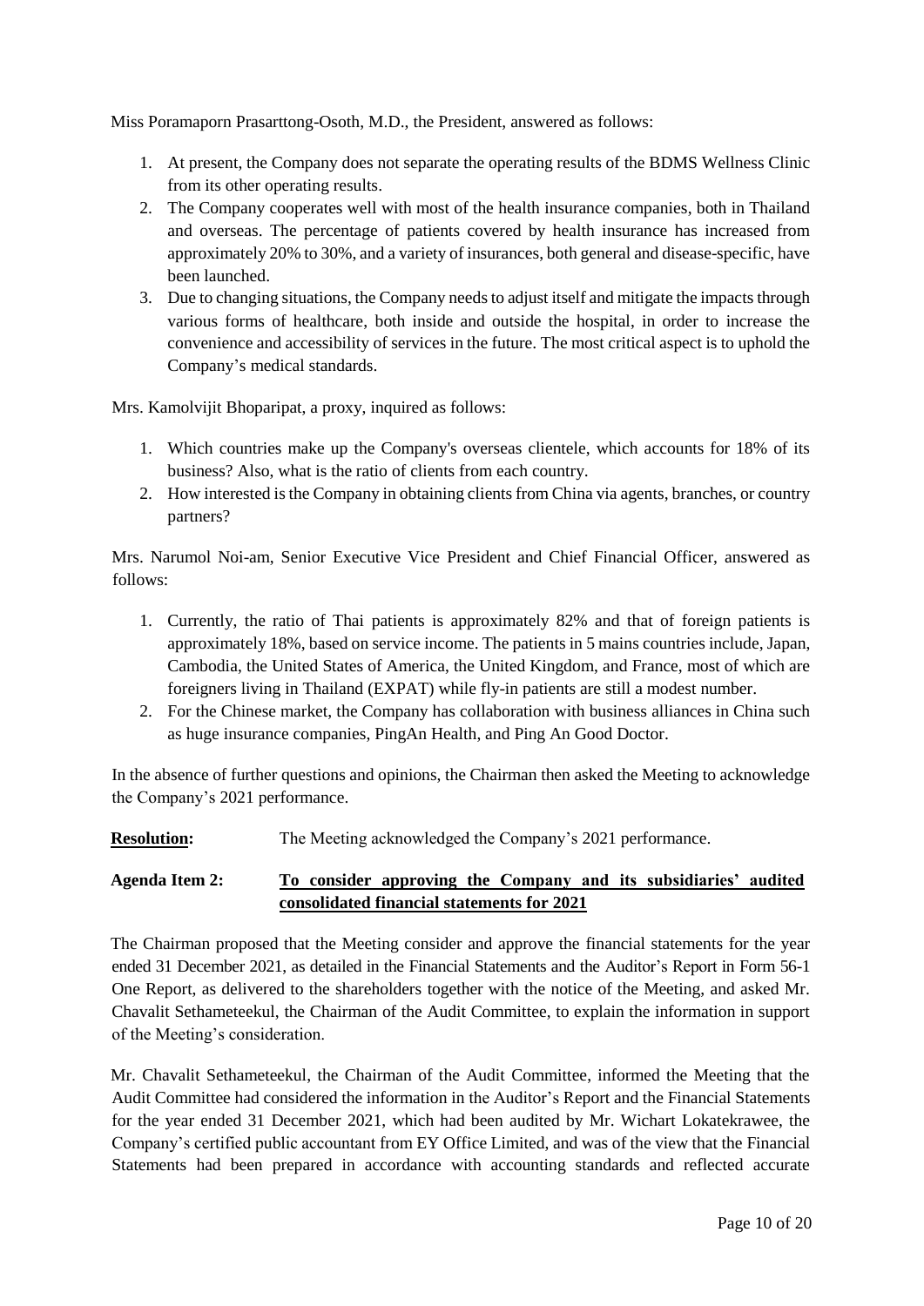Miss Poramaporn Prasarttong-Osoth, M.D., the President, answered as follows:

1. At present, the Company does not separate the operating results of the BDMS Wellness Clinic from its other operating results.
2. The Company cooperates well with most of the health insurance companies, both in Thailand and overseas. The percentage of patients covered by health insurance has increased from approximately 20% to 30%, and a variety of insurances, both general and disease-specific, have been launched.
3. Due to changing situations, the Company needs to adjust itself and mitigate the impacts through various forms of healthcare, both inside and outside the hospital, in order to increase the convenience and accessibility of services in the future. The most critical aspect is to uphold the Company's medical standards.

Mrs. Kamolvijit Bhoparipat, a proxy, inquired as follows:

1. Which countries make up the Company's overseas clientele, which accounts for 18% of its business? Also, what is the ratio of clients from each country.
2. How interested is the Company in obtaining clients from China via agents, branches, or country partners?

Mrs. Narumol Noi-am, Senior Executive Vice President and Chief Financial Officer, answered as follows:

1. Currently, the ratio of Thai patients is approximately 82% and that of foreign patients is approximately 18%, based on service income. The patients in 5 mains countries include, Japan, Cambodia, the United States of America, the United Kingdom, and France, most of which are foreigners living in Thailand (EXPAT) while fly-in patients are still a modest number.
2. For the Chinese market, the Company has collaboration with business alliances in China such as huge insurance companies, PingAn Health, and Ping An Good Doctor.

In the absence of further questions and opinions, the Chairman then asked the Meeting to acknowledge the Company's 2021 performance.

**Resolution:** The Meeting acknowledged the Company's 2021 performance.

**Agenda Item 2:** **To consider approving the Company and its subsidiaries' audited consolidated financial statements for 2021**

The Chairman proposed that the Meeting consider and approve the financial statements for the year ended 31 December 2021, as detailed in the Financial Statements and the Auditor's Report in Form 56-1 One Report, as delivered to the shareholders together with the notice of the Meeting, and asked Mr. Chavalit Sethameteekul, the Chairman of the Audit Committee, to explain the information in support of the Meeting's consideration.

Mr. Chavalit Sethameteekul, the Chairman of the Audit Committee, informed the Meeting that the Audit Committee had considered the information in the Auditor's Report and the Financial Statements for the year ended 31 December 2021, which had been audited by Mr. Wichart Lokatekrawee, the Company's certified public accountant from EY Office Limited, and was of the view that the Financial Statements had been prepared in accordance with accounting standards and reflected accurate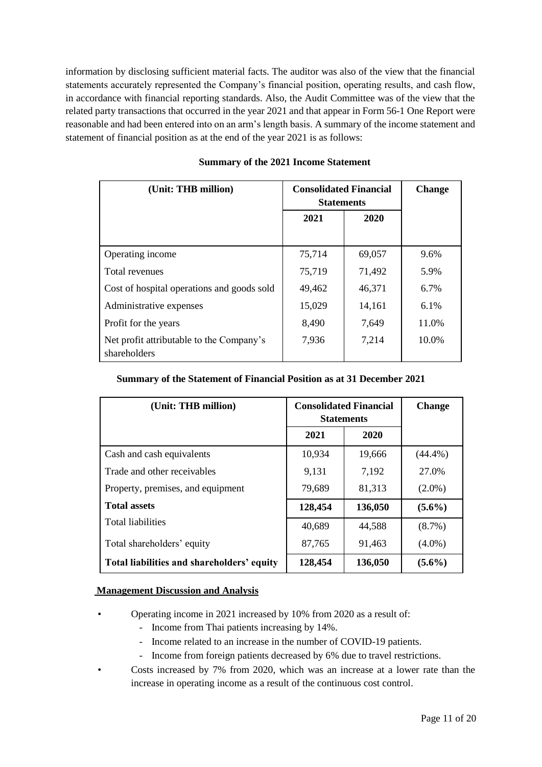information by disclosing sufficient material facts. The auditor was also of the view that the financial statements accurately represented the Company's financial position, operating results, and cash flow, in accordance with financial reporting standards. Also, the Audit Committee was of the view that the related party transactions that occurred in the year 2021 and that appear in Form 56-1 One Report were reasonable and had been entered into on an arm's length basis. A summary of the income statement and statement of financial position as at the end of the year 2021 is as follows:

**Summary of the 2021 Income Statement**

| (Unit: THB million) | Consolidated Financial Statements | | Change |
|---|---|---|---|
| | 2021 | 2020 | |
| Operating income | 75,714 | 69,057 | 9.6% |
| Total revenues | 75,719 | 71,492 | 5.9% |
| Cost of hospital operations and goods sold | 49,462 | 46,371 | 6.7% |
| Administrative expenses | 15,029 | 14,161 | 6.1% |
| Profit for the years | 8,490 | 7,649 | 11.0% |
| Net profit attributable to the Company's shareholders | 7,936 | 7,214 | 10.0% |

**Summary of the Statement of Financial Position as at 31 December 2021**

| (Unit: THB million) | Consolidated Financial Statements | | Change |
|---|---|---|---|
| | 2021 | 2020 | |
| Cash and cash equivalents | 10,934 | 19,666 | (44.4%) |
| Trade and other receivables | 9,131 | 7,192 | 27.0% |
| Property, premises, and equipment | 79,689 | 81,313 | (2.0%) |
| **Total assets** | **128,454** | **136,050** | **(5.6%)** |
| Total liabilities | 40,689 | 44,588 | (8.7%) |
| Total shareholders' equity | 87,765 | 91,463 | (4.0%) |
| **Total liabilities and shareholders' equity** | **128,454** | **136,050** | **(5.6%)** |

**Management Discussion and Analysis**

- Operating income in 2021 increased by 10% from 2020 as a result of:
  - Income from Thai patients increasing by 14%.
  - Income related to an increase in the number of COVID-19 patients.
  - Income from foreign patients decreased by 6% due to travel restrictions.
- Costs increased by 7% from 2020, which was an increase at a lower rate than the increase in operating income as a result of the continuous cost control.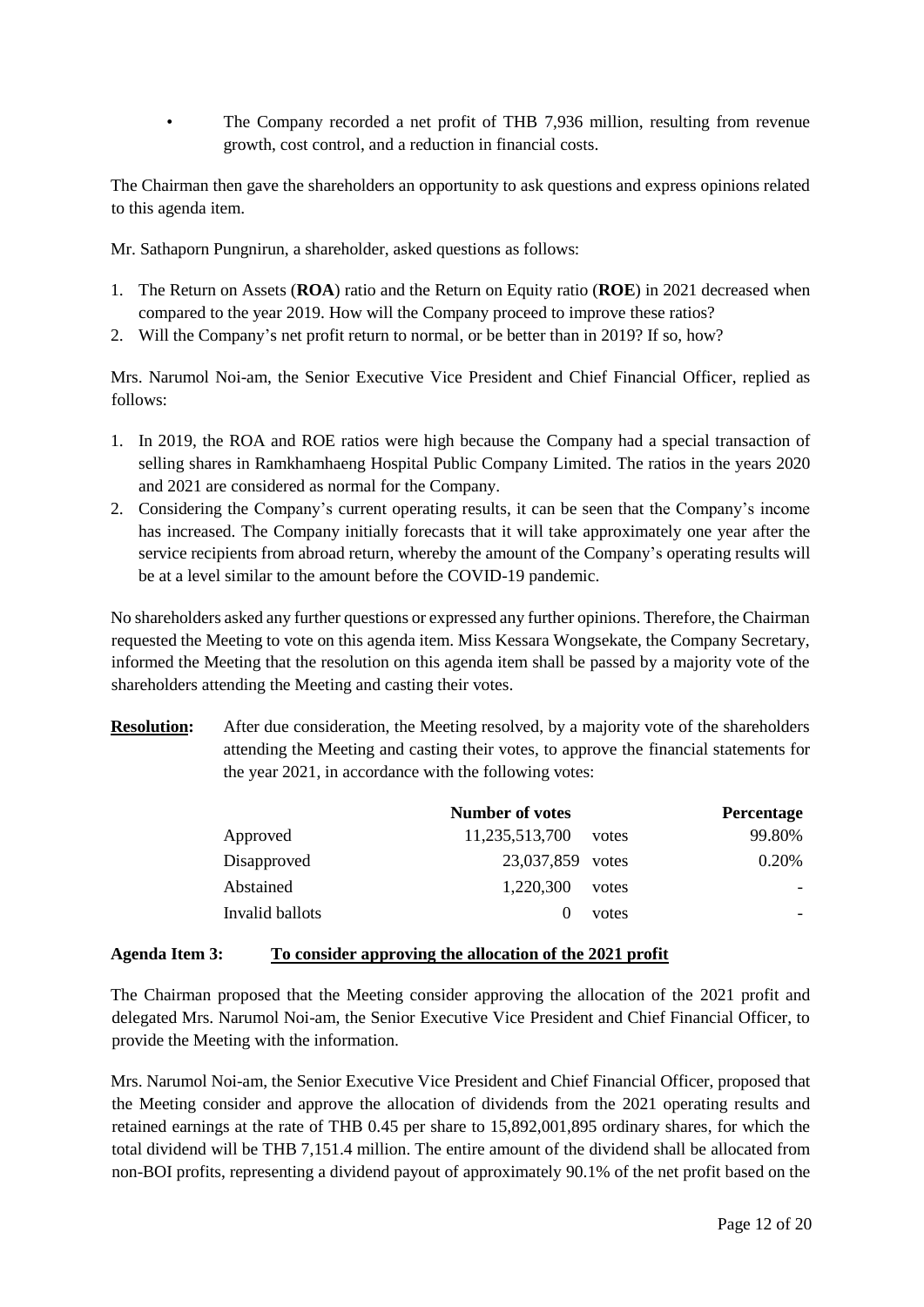- The Company recorded a net profit of THB 7,936 million, resulting from revenue growth, cost control, and a reduction in financial costs.

The Chairman then gave the shareholders an opportunity to ask questions and express opinions related to this agenda item.

Mr. Sathaporn Pungnirun, a shareholder, asked questions as follows:

1. The Return on Assets (**ROA**) ratio and the Return on Equity ratio (**ROE**) in 2021 decreased when compared to the year 2019. How will the Company proceed to improve these ratios?
2. Will the Company's net profit return to normal, or be better than in 2019? If so, how?

Mrs. Narumol Noi-am, the Senior Executive Vice President and Chief Financial Officer, replied as follows:

1. In 2019, the ROA and ROE ratios were high because the Company had a special transaction of selling shares in Ramkhamhaeng Hospital Public Company Limited. The ratios in the years 2020 and 2021 are considered as normal for the Company.
2. Considering the Company's current operating results, it can be seen that the Company's income has increased. The Company initially forecasts that it will take approximately one year after the service recipients from abroad return, whereby the amount of the Company's operating results will be at a level similar to the amount before the COVID-19 pandemic.

No shareholders asked any further questions or expressed any further opinions. Therefore, the Chairman requested the Meeting to vote on this agenda item. Miss Kessara Wongsekate, the Company Secretary, informed the Meeting that the resolution on this agenda item shall be passed by a majority vote of the shareholders attending the Meeting and casting their votes.

**Resolution:** After due consideration, the Meeting resolved, by a majority vote of the shareholders attending the Meeting and casting their votes, to approve the financial statements for the year 2021, in accordance with the following votes:

| | Number of votes | | Percentage |
|---|---|---|---|
| Approved | 11,235,513,700 | votes | 99.80% |
| Disapproved | 23,037,859 | votes | 0.20% |
| Abstained | 1,220,300 | votes | - |
| Invalid ballots | 0 | votes | - |

**Agenda Item 3:** **To consider approving the allocation of the 2021 profit**

The Chairman proposed that the Meeting consider approving the allocation of the 2021 profit and delegated Mrs. Narumol Noi-am, the Senior Executive Vice President and Chief Financial Officer, to provide the Meeting with the information.

Mrs. Narumol Noi-am, the Senior Executive Vice President and Chief Financial Officer, proposed that the Meeting consider and approve the allocation of dividends from the 2021 operating results and retained earnings at the rate of THB 0.45 per share to 15,892,001,895 ordinary shares, for which the total dividend will be THB 7,151.4 million. The entire amount of the dividend shall be allocated from non-BOI profits, representing a dividend payout of approximately 90.1% of the net profit based on the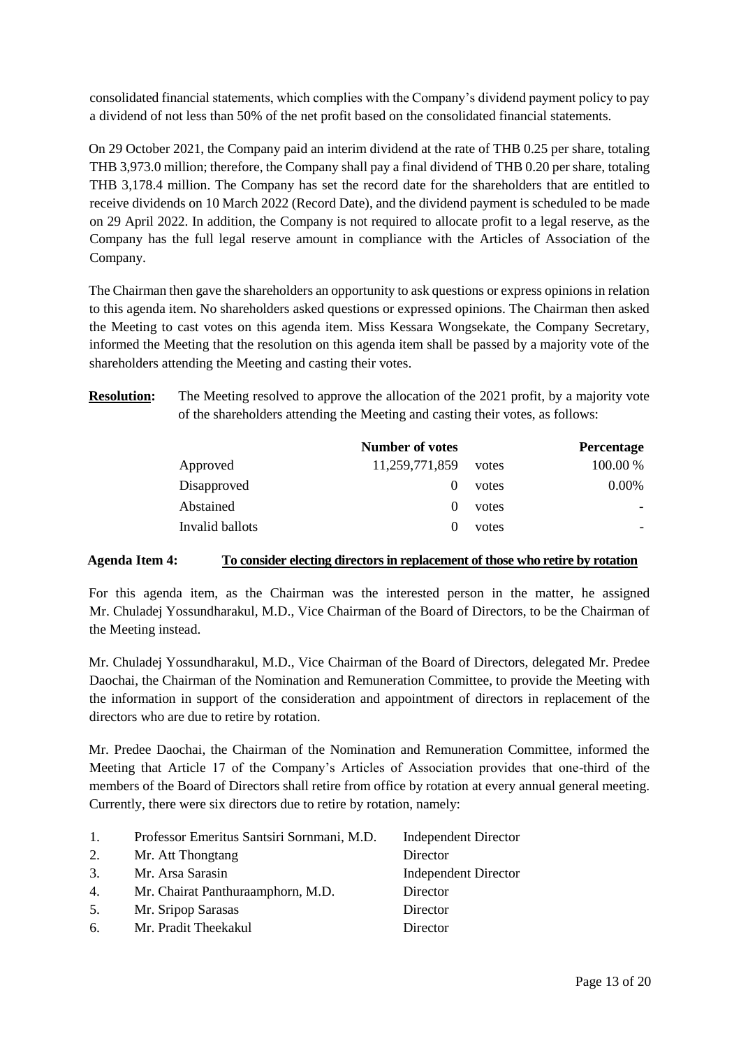consolidated financial statements, which complies with the Company's dividend payment policy to pay a dividend of not less than 50% of the net profit based on the consolidated financial statements.

On 29 October 2021, the Company paid an interim dividend at the rate of THB 0.25 per share, totaling THB 3,973.0 million; therefore, the Company shall pay a final dividend of THB 0.20 per share, totaling THB 3,178.4 million. The Company has set the record date for the shareholders that are entitled to receive dividends on 10 March 2022 (Record Date), and the dividend payment is scheduled to be made on 29 April 2022. In addition, the Company is not required to allocate profit to a legal reserve, as the Company has the full legal reserve amount in compliance with the Articles of Association of the Company.

The Chairman then gave the shareholders an opportunity to ask questions or express opinions in relation to this agenda item. No shareholders asked questions or expressed opinions. The Chairman then asked the Meeting to cast votes on this agenda item. Miss Kessara Wongsekate, the Company Secretary, informed the Meeting that the resolution on this agenda item shall be passed by a majority vote of the shareholders attending the Meeting and casting their votes.

**Resolution:** The Meeting resolved to approve the allocation of the 2021 profit, by a majority vote of the shareholders attending the Meeting and casting their votes, as follows:

| | Number of votes | | Percentage |
|---|---|---|---|
| Approved | 11,259,771,859 | votes | 100.00 % |
| Disapproved | 0 | votes | 0.00% |
| Abstained | 0 | votes | - |
| Invalid ballots | 0 | votes | - |

**Agenda Item 4:** **To consider electing directors in replacement of those who retire by rotation**

For this agenda item, as the Chairman was the interested person in the matter, he assigned Mr. Chuladej Yossundharakul, M.D., Vice Chairman of the Board of Directors, to be the Chairman of the Meeting instead.

Mr. Chuladej Yossundharakul, M.D., Vice Chairman of the Board of Directors, delegated Mr. Predee Daochai, the Chairman of the Nomination and Remuneration Committee, to provide the Meeting with the information in support of the consideration and appointment of directors in replacement of the directors who are due to retire by rotation.

Mr. Predee Daochai, the Chairman of the Nomination and Remuneration Committee, informed the Meeting that Article 17 of the Company's Articles of Association provides that one-third of the members of the Board of Directors shall retire from office by rotation at every annual general meeting. Currently, there were six directors due to retire by rotation, namely:

1. Professor Emeritus Santsiri Sornmani, M.D. — Independent Director
2. Mr. Att Thongtang — Director
3. Mr. Arsa Sarasin — Independent Director
4. Mr. Chairat Panthuraamphorn, M.D. — Director
5. Mr. Sripop Sarasas — Director
6. Mr. Pradit Theekakul — Director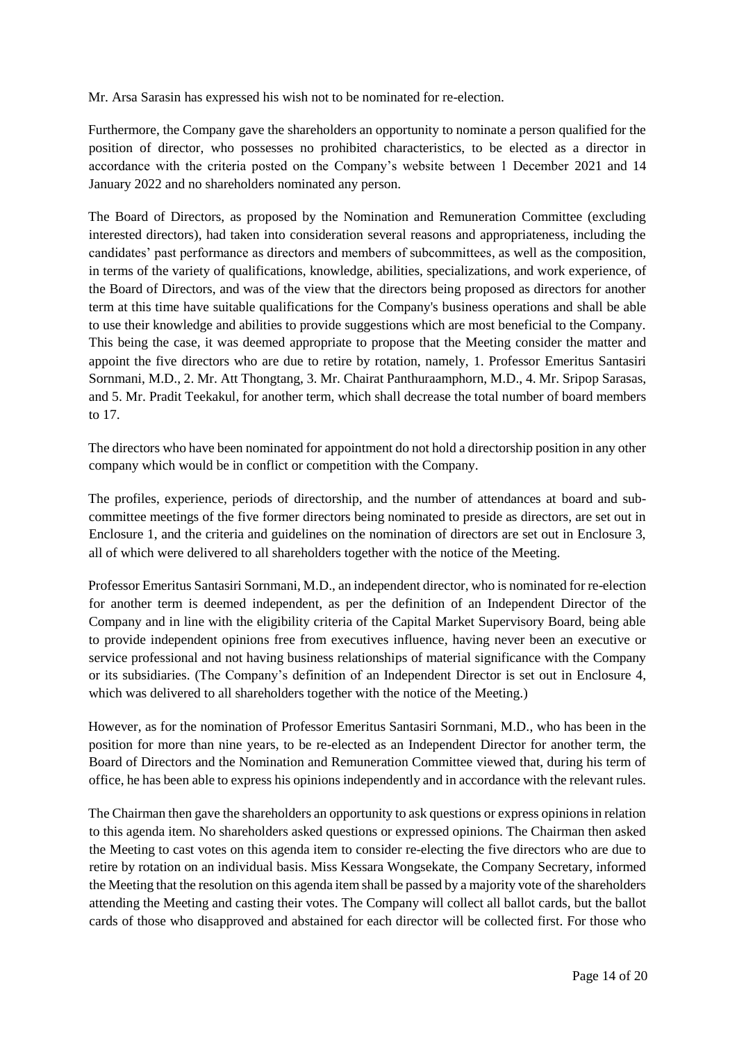Mr. Arsa Sarasin has expressed his wish not to be nominated for re-election.

Furthermore, the Company gave the shareholders an opportunity to nominate a person qualified for the position of director, who possesses no prohibited characteristics, to be elected as a director in accordance with the criteria posted on the Company's website between 1 December 2021 and 14 January 2022 and no shareholders nominated any person.

The Board of Directors, as proposed by the Nomination and Remuneration Committee (excluding interested directors), had taken into consideration several reasons and appropriateness, including the candidates' past performance as directors and members of subcommittees, as well as the composition, in terms of the variety of qualifications, knowledge, abilities, specializations, and work experience, of the Board of Directors, and was of the view that the directors being proposed as directors for another term at this time have suitable qualifications for the Company's business operations and shall be able to use their knowledge and abilities to provide suggestions which are most beneficial to the Company. This being the case, it was deemed appropriate to propose that the Meeting consider the matter and appoint the five directors who are due to retire by rotation, namely, 1. Professor Emeritus Santasiri Sornmani, M.D., 2. Mr. Att Thongtang, 3. Mr. Chairat Panthuraamphorn, M.D., 4. Mr. Sripop Sarasas, and 5. Mr. Pradit Teekakul, for another term, which shall decrease the total number of board members to 17.

The directors who have been nominated for appointment do not hold a directorship position in any other company which would be in conflict or competition with the Company.

The profiles, experience, periods of directorship, and the number of attendances at board and sub-committee meetings of the five former directors being nominated to preside as directors, are set out in Enclosure 1, and the criteria and guidelines on the nomination of directors are set out in Enclosure 3, all of which were delivered to all shareholders together with the notice of the Meeting.

Professor Emeritus Santasiri Sornmani, M.D., an independent director, who is nominated for re-election for another term is deemed independent, as per the definition of an Independent Director of the Company and in line with the eligibility criteria of the Capital Market Supervisory Board, being able to provide independent opinions free from executives influence, having never been an executive or service professional and not having business relationships of material significance with the Company or its subsidiaries. (The Company's definition of an Independent Director is set out in Enclosure 4, which was delivered to all shareholders together with the notice of the Meeting.)

However, as for the nomination of Professor Emeritus Santasiri Sornmani, M.D., who has been in the position for more than nine years, to be re-elected as an Independent Director for another term, the Board of Directors and the Nomination and Remuneration Committee viewed that, during his term of office, he has been able to express his opinions independently and in accordance with the relevant rules.

The Chairman then gave the shareholders an opportunity to ask questions or express opinions in relation to this agenda item. No shareholders asked questions or expressed opinions. The Chairman then asked the Meeting to cast votes on this agenda item to consider re-electing the five directors who are due to retire by rotation on an individual basis. Miss Kessara Wongsekate, the Company Secretary, informed the Meeting that the resolution on this agenda item shall be passed by a majority vote of the shareholders attending the Meeting and casting their votes. The Company will collect all ballot cards, but the ballot cards of those who disapproved and abstained for each director will be collected first. For those who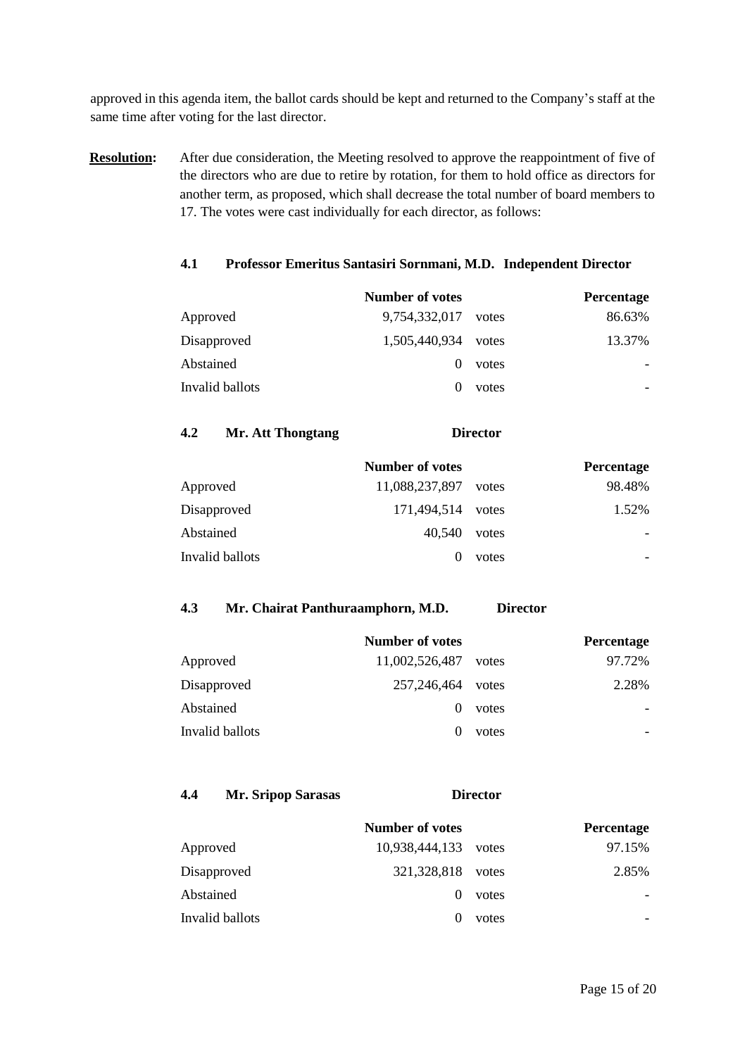approved in this agenda item, the ballot cards should be kept and returned to the Company's staff at the same time after voting for the last director.

**Resolution:** After due consideration, the Meeting resolved to approve the reappointment of five of the directors who are due to retire by rotation, for them to hold office as directors for another term, as proposed, which shall decrease the total number of board members to 17. The votes were cast individually for each director, as follows:

**4.1 Professor Emeritus Santasiri Sornmani, M.D. Independent Director**

| | Number of votes | | Percentage |
|---|---|---|---|
| Approved | 9,754,332,017 | votes | 86.63% |
| Disapproved | 1,505,440,934 | votes | 13.37% |
| Abstained | 0 | votes | - |
| Invalid ballots | 0 | votes | - |

**4.2 Mr. Att Thongtang Director**

| | Number of votes | | Percentage |
|---|---|---|---|
| Approved | 11,088,237,897 | votes | 98.48% |
| Disapproved | 171,494,514 | votes | 1.52% |
| Abstained | 40,540 | votes | - |
| Invalid ballots | 0 | votes | - |

**4.3 Mr. Chairat Panthuraamphorn, M.D. Director**

| | Number of votes | | Percentage |
|---|---|---|---|
| Approved | 11,002,526,487 | votes | 97.72% |
| Disapproved | 257,246,464 | votes | 2.28% |
| Abstained | 0 | votes | - |
| Invalid ballots | 0 | votes | - |

**4.4 Mr. Sripop Sarasas Director**

| | Number of votes | | Percentage |
|---|---|---|---|
| Approved | 10,938,444,133 | votes | 97.15% |
| Disapproved | 321,328,818 | votes | 2.85% |
| Abstained | 0 | votes | - |
| Invalid ballots | 0 | votes | - |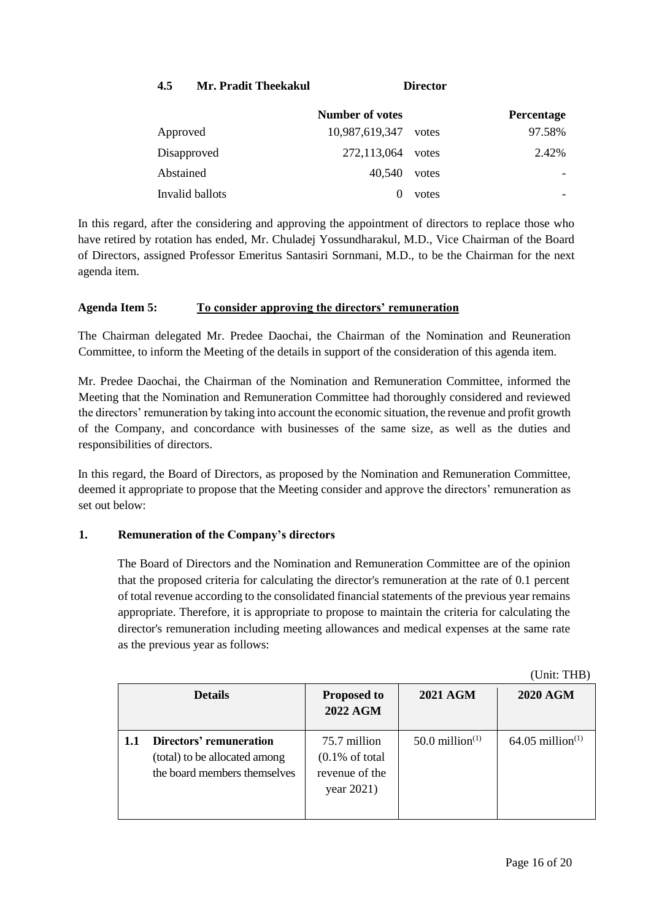**4.5 Mr. Pradit Theekakul Director**

| | Number of votes | | Percentage |
|---|---|---|---|
| Approved | 10,987,619,347 | votes | 97.58% |
| Disapproved | 272,113,064 | votes | 2.42% |
| Abstained | 40,540 | votes | - |
| Invalid ballots | 0 | votes | - |

In this regard, after the considering and approving the appointment of directors to replace those who have retired by rotation has ended, Mr. Chuladej Yossundharakul, M.D., Vice Chairman of the Board of Directors, assigned Professor Emeritus Santasiri Sornmani, M.D., to be the Chairman for the next agenda item.

**Agenda Item 5: To consider approving the directors' remuneration**

The Chairman delegated Mr. Predee Daochai, the Chairman of the Nomination and Reuneration Committee, to inform the Meeting of the details in support of the consideration of this agenda item.

Mr. Predee Daochai, the Chairman of the Nomination and Remuneration Committee, informed the Meeting that the Nomination and Remuneration Committee had thoroughly considered and reviewed the directors' remuneration by taking into account the economic situation, the revenue and profit growth of the Company, and concordance with businesses of the same size, as well as the duties and responsibilities of directors.

In this regard, the Board of Directors, as proposed by the Nomination and Remuneration Committee, deemed it appropriate to propose that the Meeting consider and approve the directors' remuneration as set out below:

**1. Remuneration of the Company's directors**

The Board of Directors and the Nomination and Remuneration Committee are of the opinion that the proposed criteria for calculating the director's remuneration at the rate of 0.1 percent of total revenue according to the consolidated financial statements of the previous year remains appropriate. Therefore, it is appropriate to propose to maintain the criteria for calculating the director's remuneration including meeting allowances and medical expenses at the same rate as the previous year as follows:

(Unit: THB)

| | Details | Proposed to 2022 AGM | 2021 AGM | 2020 AGM |
|---|---|---|---|---|
| **1.1** | **Directors' remuneration** (total) to be allocated among the board members themselves | 75.7 million (0.1% of total revenue of the year 2021) | 50.0 million[(1)] | 64.05 million[(1)] |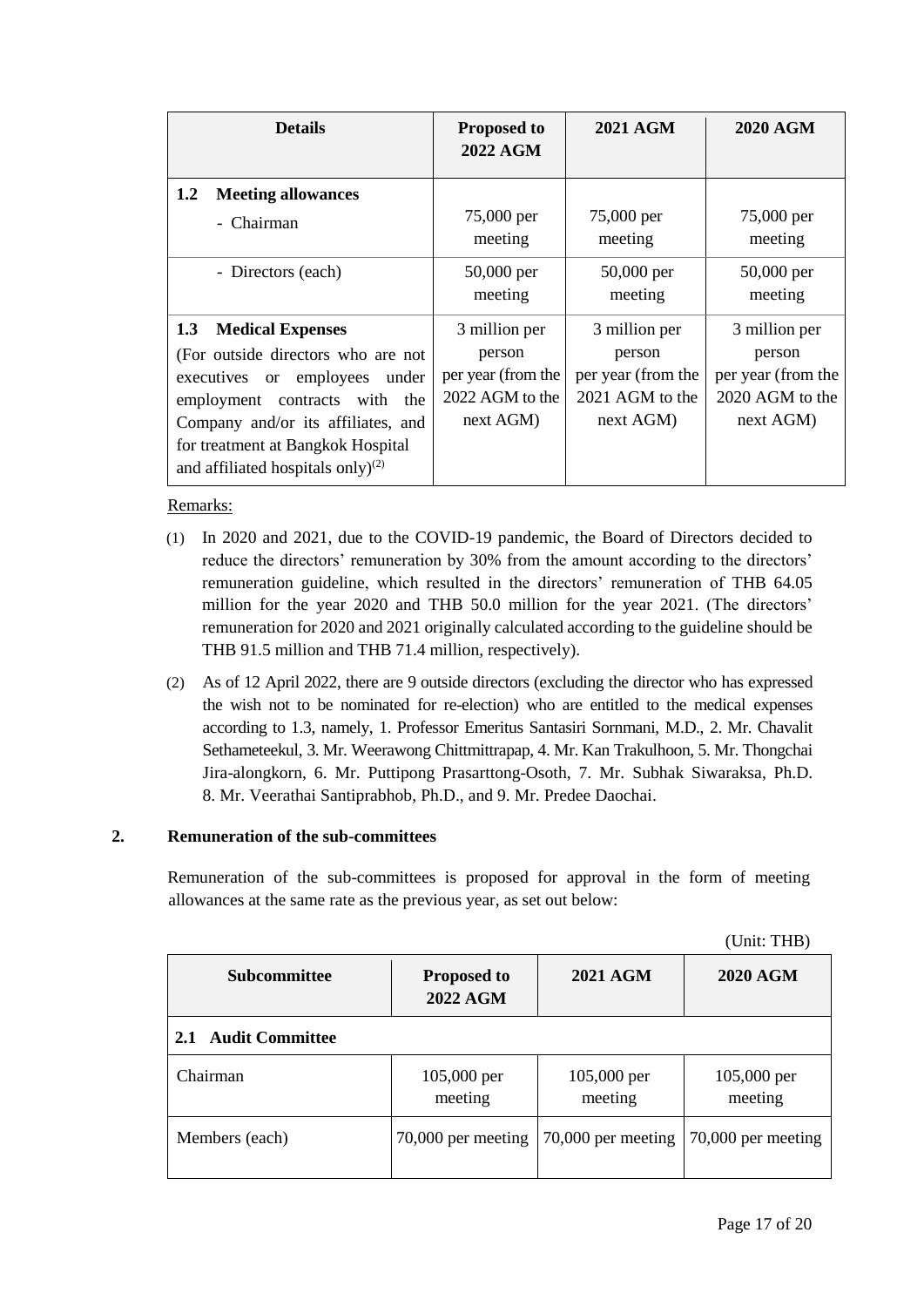| Details | Proposed to 2022 AGM | 2021 AGM | 2020 AGM |
|---|---|---|---|
| **1.2 Meeting allowances** | | | |
| - Chairman | 75,000 per meeting | 75,000 per meeting | 75,000 per meeting |
| - Directors (each) | 50,000 per meeting | 50,000 per meeting | 50,000 per meeting |
| **1.3 Medical Expenses** (For outside directors who are not executives or employees under employment contracts with the Company and/or its affiliates, and for treatment at Bangkok Hospital and affiliated hospitals only)[(2)] | 3 million per person per year (from the 2022 AGM to the next AGM) | 3 million per person per year (from the 2021 AGM to the next AGM) | 3 million per person per year (from the 2020 AGM to the next AGM) |

Remarks:

(1) In 2020 and 2021, due to the COVID-19 pandemic, the Board of Directors decided to reduce the directors' remuneration by 30% from the amount according to the directors' remuneration guideline, which resulted in the directors' remuneration of THB 64.05 million for the year 2020 and THB 50.0 million for the year 2021. (The directors' remuneration for 2020 and 2021 originally calculated according to the guideline should be THB 91.5 million and THB 71.4 million, respectively).

(2) As of 12 April 2022, there are 9 outside directors (excluding the director who has expressed the wish not to be nominated for re-election) who are entitled to the medical expenses according to 1.3, namely, 1. Professor Emeritus Santasiri Sornmani, M.D., 2. Mr. Chavalit Sethameteekul, 3. Mr. Weerawong Chittmittrapap, 4. Mr. Kan Trakulhoon, 5. Mr. Thongchai Jira-alongkorn, 6. Mr. Puttipong Prasarttong-Osoth, 7. Mr. Subhak Siwaraksa, Ph.D. 8. Mr. Veerathai Santiprabhob, Ph.D., and 9. Mr. Predee Daochai.

## 2. Remuneration of the sub-committees

Remuneration of the sub-committees is proposed for approval in the form of meeting allowances at the same rate as the previous year, as set out below:

(Unit: THB)

| Subcommittee | Proposed to 2022 AGM | 2021 AGM | 2020 AGM |
|---|---|---|---|
| **2.1 Audit Committee** | | | |
| Chairman | 105,000 per meeting | 105,000 per meeting | 105,000 per meeting |
| Members (each) | 70,000 per meeting | 70,000 per meeting | 70,000 per meeting |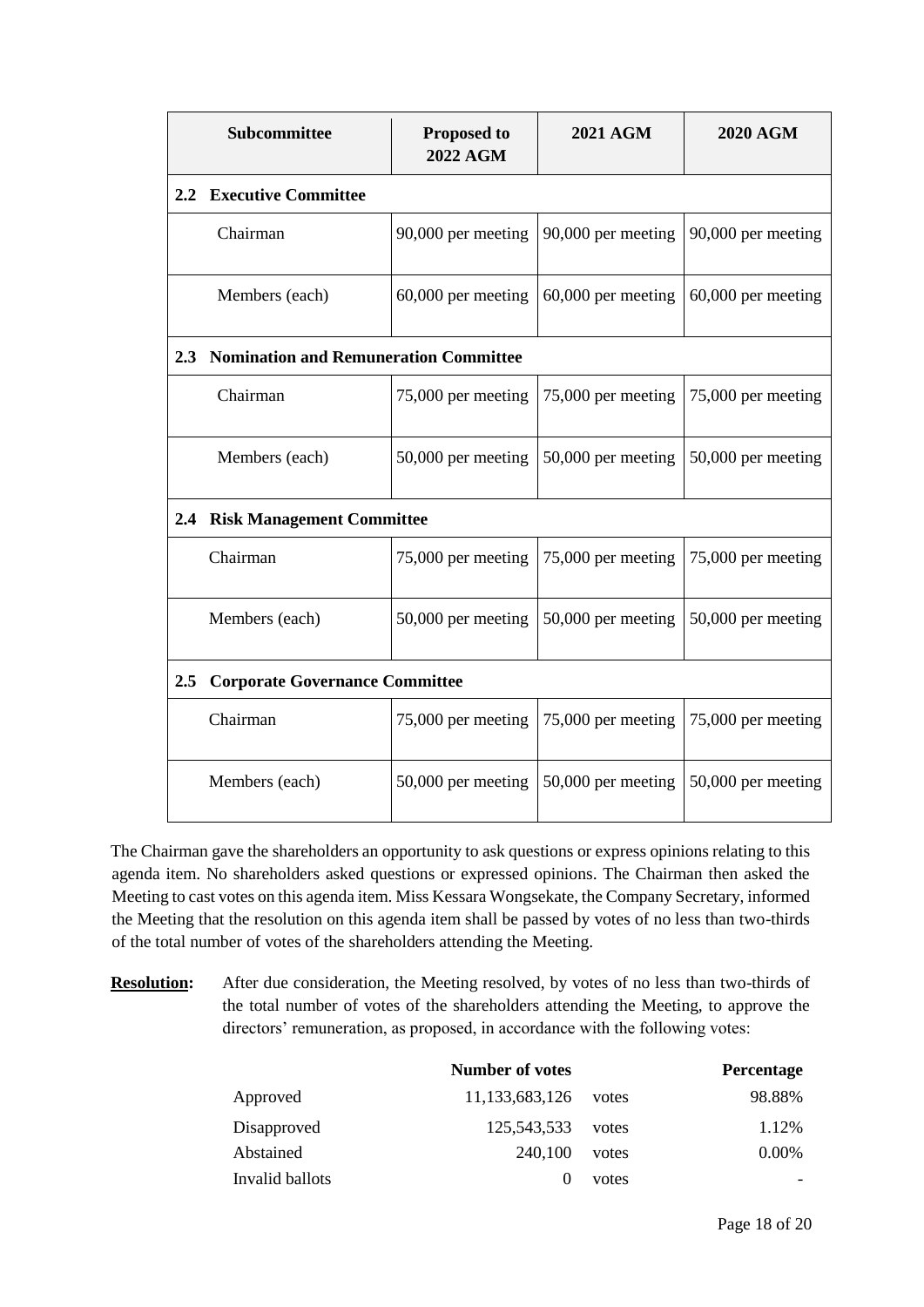| Subcommittee | Proposed to 2022 AGM | 2021 AGM | 2020 AGM |
|---|---|---|---|
| **2.2 Executive Committee** | | | |
| Chairman | 90,000 per meeting | 90,000 per meeting | 90,000 per meeting |
| Members (each) | 60,000 per meeting | 60,000 per meeting | 60,000 per meeting |
| **2.3 Nomination and Remuneration Committee** | | | |
| Chairman | 75,000 per meeting | 75,000 per meeting | 75,000 per meeting |
| Members (each) | 50,000 per meeting | 50,000 per meeting | 50,000 per meeting |
| **2.4 Risk Management Committee** | | | |
| Chairman | 75,000 per meeting | 75,000 per meeting | 75,000 per meeting |
| Members (each) | 50,000 per meeting | 50,000 per meeting | 50,000 per meeting |
| **2.5 Corporate Governance Committee** | | | |
| Chairman | 75,000 per meeting | 75,000 per meeting | 75,000 per meeting |
| Members (each) | 50,000 per meeting | 50,000 per meeting | 50,000 per meeting |

The Chairman gave the shareholders an opportunity to ask questions or express opinions relating to this agenda item. No shareholders asked questions or expressed opinions. The Chairman then asked the Meeting to cast votes on this agenda item. Miss Kessara Wongsekate, the Company Secretary, informed the Meeting that the resolution on this agenda item shall be passed by votes of no less than two-thirds of the total number of votes of the shareholders attending the Meeting.

**Resolution:** After due consideration, the Meeting resolved, by votes of no less than two-thirds of the total number of votes of the shareholders attending the Meeting, to approve the directors' remuneration, as proposed, in accordance with the following votes:

| | Number of votes | | Percentage |
|---|---|---|---|
| Approved | 11,133,683,126 | votes | 98.88% |
| Disapproved | 125,543,533 | votes | 1.12% |
| Abstained | 240,100 | votes | 0.00% |
| Invalid ballots | 0 | votes | - |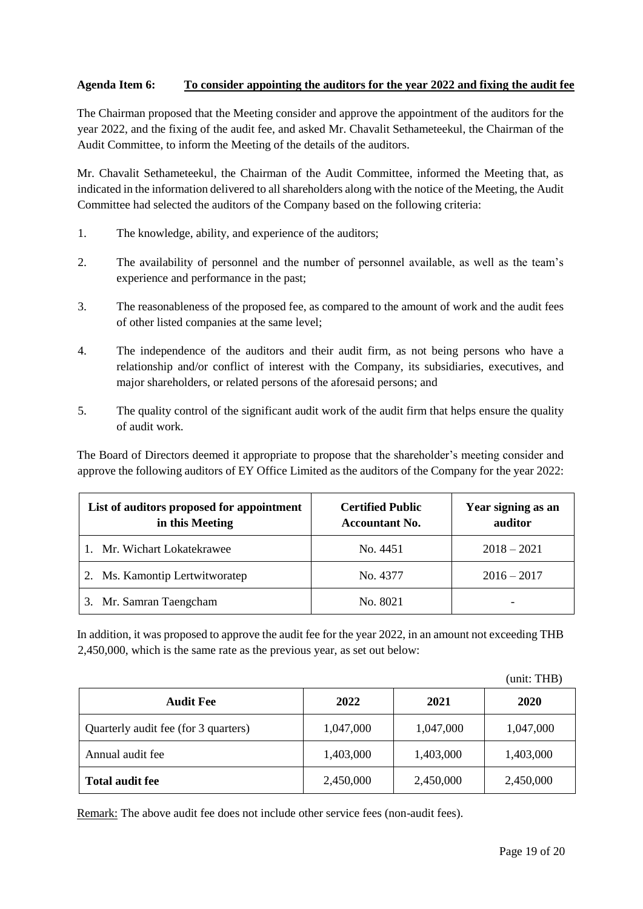**Agenda Item 6: To consider appointing the auditors for the year 2022 and fixing the audit fee**

The Chairman proposed that the Meeting consider and approve the appointment of the auditors for the year 2022, and the fixing of the audit fee, and asked Mr. Chavalit Sethameteekul, the Chairman of the Audit Committee, to inform the Meeting of the details of the auditors.

Mr. Chavalit Sethameteekul, the Chairman of the Audit Committee, informed the Meeting that, as indicated in the information delivered to all shareholders along with the notice of the Meeting, the Audit Committee had selected the auditors of the Company based on the following criteria:

1. The knowledge, ability, and experience of the auditors;
2. The availability of personnel and the number of personnel available, as well as the team's experience and performance in the past;
3. The reasonableness of the proposed fee, as compared to the amount of work and the audit fees of other listed companies at the same level;
4. The independence of the auditors and their audit firm, as not being persons who have a relationship and/or conflict of interest with the Company, its subsidiaries, executives, and major shareholders, or related persons of the aforesaid persons; and
5. The quality control of the significant audit work of the audit firm that helps ensure the quality of audit work.

The Board of Directors deemed it appropriate to propose that the shareholder's meeting consider and approve the following auditors of EY Office Limited as the auditors of the Company for the year 2022:

| List of auditors proposed for appointment in this Meeting | Certified Public Accountant No. | Year signing as an auditor |
|---|---|---|
| 1. Mr. Wichart Lokatekrawee | No. 4451 | 2018 – 2021 |
| 2. Ms. Kamontip Lertwitworatep | No. 4377 | 2016 – 2017 |
| 3. Mr. Samran Taengcham | No. 8021 | - |

In addition, it was proposed to approve the audit fee for the year 2022, in an amount not exceeding THB 2,450,000, which is the same rate as the previous year, as set out below:

(unit: THB)

| Audit Fee | 2022 | 2021 | 2020 |
|---|---|---|---|
| Quarterly audit fee (for 3 quarters) | 1,047,000 | 1,047,000 | 1,047,000 |
| Annual audit fee | 1,403,000 | 1,403,000 | 1,403,000 |
| **Total audit fee** | 2,450,000 | 2,450,000 | 2,450,000 |

Remark: The above audit fee does not include other service fees (non-audit fees).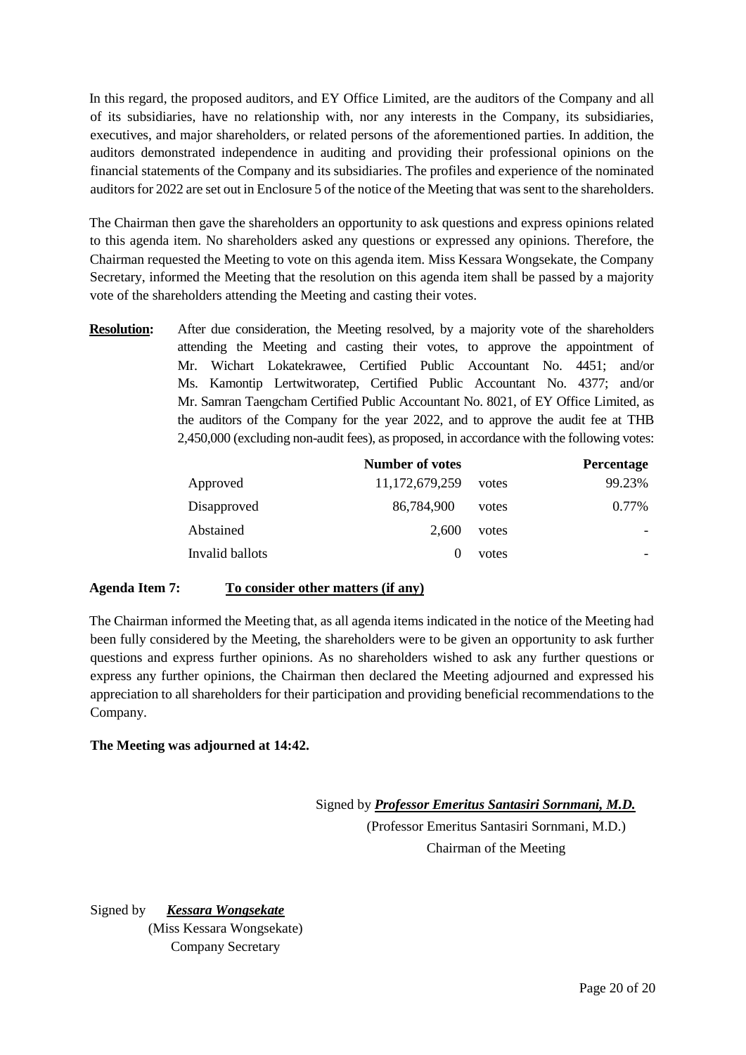In this regard, the proposed auditors, and EY Office Limited, are the auditors of the Company and all of its subsidiaries, have no relationship with, nor any interests in the Company, its subsidiaries, executives, and major shareholders, or related persons of the aforementioned parties. In addition, the auditors demonstrated independence in auditing and providing their professional opinions on the financial statements of the Company and its subsidiaries. The profiles and experience of the nominated auditors for 2022 are set out in Enclosure 5 of the notice of the Meeting that was sent to the shareholders.

The Chairman then gave the shareholders an opportunity to ask questions and express opinions related to this agenda item. No shareholders asked any questions or expressed any opinions. Therefore, the Chairman requested the Meeting to vote on this agenda item. Miss Kessara Wongsekate, the Company Secretary, informed the Meeting that the resolution on this agenda item shall be passed by a majority vote of the shareholders attending the Meeting and casting their votes.

**Resolution:** After due consideration, the Meeting resolved, by a majority vote of the shareholders attending the Meeting and casting their votes, to approve the appointment of Mr. Wichart Lokatekrawee, Certified Public Accountant No. 4451; and/or Ms. Kamontip Lertwitworatep, Certified Public Accountant No. 4377; and/or Mr. Samran Taengcham Certified Public Accountant No. 8021, of EY Office Limited, as the auditors of the Company for the year 2022, and to approve the audit fee at THB 2,450,000 (excluding non-audit fees), as proposed, in accordance with the following votes:

| | Number of votes | | Percentage |
|---|---|---|---|
| Approved | 11,172,679,259 | votes | 99.23% |
| Disapproved | 86,784,900 | votes | 0.77% |
| Abstained | 2,600 | votes | - |
| Invalid ballots | 0 | votes | - |

**Agenda Item 7:** **To consider other matters (if any)**

The Chairman informed the Meeting that, as all agenda items indicated in the notice of the Meeting had been fully considered by the Meeting, the shareholders were to be given an opportunity to ask further questions and express further opinions. As no shareholders wished to ask any further questions or express any further opinions, the Chairman then declared the Meeting adjourned and expressed his appreciation to all shareholders for their participation and providing beneficial recommendations to the Company.

**The Meeting was adjourned at 14:42.**

Signed by ***Professor Emeritus Santasiri Sornmani, M.D.***
(Professor Emeritus Santasiri Sornmani, M.D.)
Chairman of the Meeting

Signed by ***Kessara Wongsekate***
(Miss Kessara Wongsekate)
Company Secretary